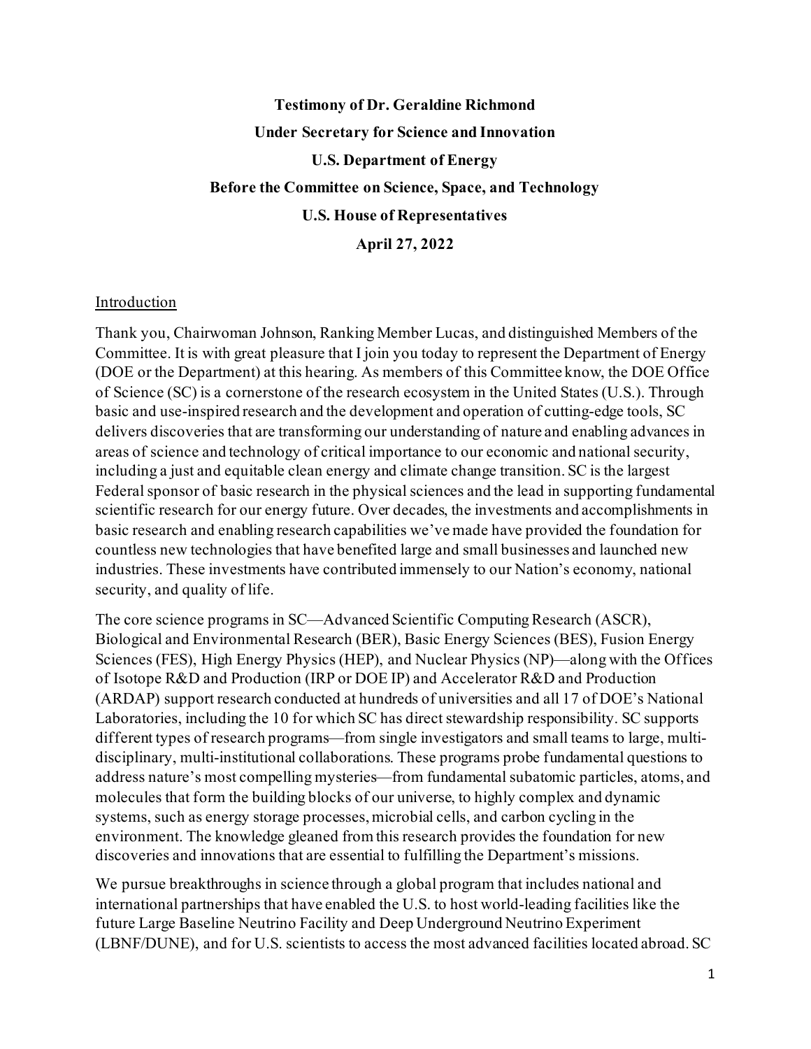**Testimony of Dr. Geraldine Richmond**

**Under Secretary for Science and Innovation**

**U.S. Department of Energy**

**Before the Committee on Science, Space, and Technology**

**U.S. House of Representatives**

**April 27, 2022**

## Introduction

Thank you, Chairwoman Johnson, Ranking Member Lucas, and distinguished Members of the Committee. It is with great pleasure that I join you today to represent the Department of Energy (DOE or the Department) at this hearing. As members of this Committee know, the DOE Office of Science (SC) is a cornerstone of the research ecosystem in the United States (U.S.). Through basic and use-inspired research and the development and operation of cutting-edge tools, SC delivers discoveries that are transforming our understanding of nature and enabling advances in areas of science and technology of critical importance to our economic and national security, including a just and equitable clean energy and climate change transition. SC is the largest Federal sponsor of basic research in the physical sciences and the lead in supporting fundamental scientific research for our energy future. Over decades, the investments and accomplishments in basic research and enabling research capabilities we've made have provided the foundation for countless new technologies that have benefited large and small businesses and launched new industries. These investments have contributed immensely to our Nation's economy, national security, and quality of life.

The core science programs in SC—Advanced Scientific Computing Research (ASCR), Biological and Environmental Research (BER), Basic Energy Sciences (BES), Fusion Energy Sciences (FES), High Energy Physics (HEP), and Nuclear Physics (NP)—along with the Offices of Isotope R&D and Production (IRP or DOE IP) and Accelerator R&D and Production (ARDAP) support research conducted at hundreds of universities and all 17 of DOE's National Laboratories, including the 10 for which SC has direct stewardship responsibility. SC supports different types of research programs—from single investigators and small teams to large, multi-disciplinary, multi-institutional collaborations. These programs probe fundamental questions to address nature's most compelling mysteries—from fundamental subatomic particles, atoms, and molecules that form the building blocks of our universe, to highly complex and dynamic systems, such as energy storage processes, microbial cells, and carbon cycling in the environment. The knowledge gleaned from this research provides the foundation for new discoveries and innovations that are essential to fulfilling the Department's missions.

We pursue breakthroughs in science through a global program that includes national and international partnerships that have enabled the U.S. to host world-leading facilities like the future Large Baseline Neutrino Facility and Deep Underground Neutrino Experiment (LBNF/DUNE), and for U.S. scientists to access the most advanced facilities located abroad. SC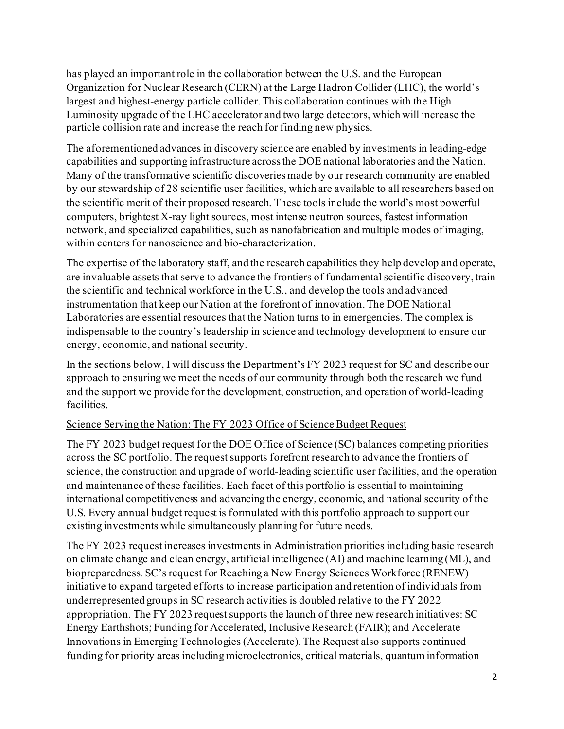has played an important role in the collaboration between the U.S. and the European Organization for Nuclear Research (CERN) at the Large Hadron Collider (LHC), the world's largest and highest-energy particle collider. This collaboration continues with the High Luminosity upgrade of the LHC accelerator and two large detectors, which will increase the particle collision rate and increase the reach for finding new physics.

The aforementioned advances in discovery science are enabled by investments in leading-edge capabilities and supporting infrastructure across the DOE national laboratories and the Nation. Many of the transformative scientific discoveries made by our research community are enabled by our stewardship of 28 scientific user facilities, which are available to all researchers based on the scientific merit of their proposed research. These tools include the world's most powerful computers, brightest X-ray light sources, most intense neutron sources, fastest information network, and specialized capabilities, such as nanofabrication and multiple modes of imaging, within centers for nanoscience and bio-characterization.

The expertise of the laboratory staff, and the research capabilities they help develop and operate, are invaluable assets that serve to advance the frontiers of fundamental scientific discovery, train the scientific and technical workforce in the U.S., and develop the tools and advanced instrumentation that keep our Nation at the forefront of innovation. The DOE National Laboratories are essential resources that the Nation turns to in emergencies. The complex is indispensable to the country's leadership in science and technology development to ensure our energy, economic, and national security.

In the sections below, I will discuss the Department's FY 2023 request for SC and describe our approach to ensuring we meet the needs of our community through both the research we fund and the support we provide for the development, construction, and operation of world-leading facilities.

## Science Serving the Nation: The FY 2023 Office of Science Budget Request

The FY 2023 budget request for the DOE Office of Science (SC) balances competing priorities across the SC portfolio. The request supports forefront research to advance the frontiers of science, the construction and upgrade of world-leading scientific user facilities, and the operation and maintenance of these facilities. Each facet of this portfolio is essential to maintaining international competitiveness and advancing the energy, economic, and national security of the U.S. Every annual budget request is formulated with this portfolio approach to support our existing investments while simultaneously planning for future needs.

The FY 2023 request increases investments in Administration priorities including basic research on climate change and clean energy, artificial intelligence (AI) and machine learning (ML), and biopreparedness. SC's request for Reaching a New Energy Sciences Workforce (RENEW) initiative to expand targeted efforts to increase participation and retention of individuals from underrepresented groups in SC research activities is doubled relative to the FY 2022 appropriation. The FY 2023 request supports the launch of three new research initiatives: SC Energy Earthshots; Funding for Accelerated, Inclusive Research (FAIR); and Accelerate Innovations in Emerging Technologies (Accelerate). The Request also supports continued funding for priority areas including microelectronics, critical materials, quantum information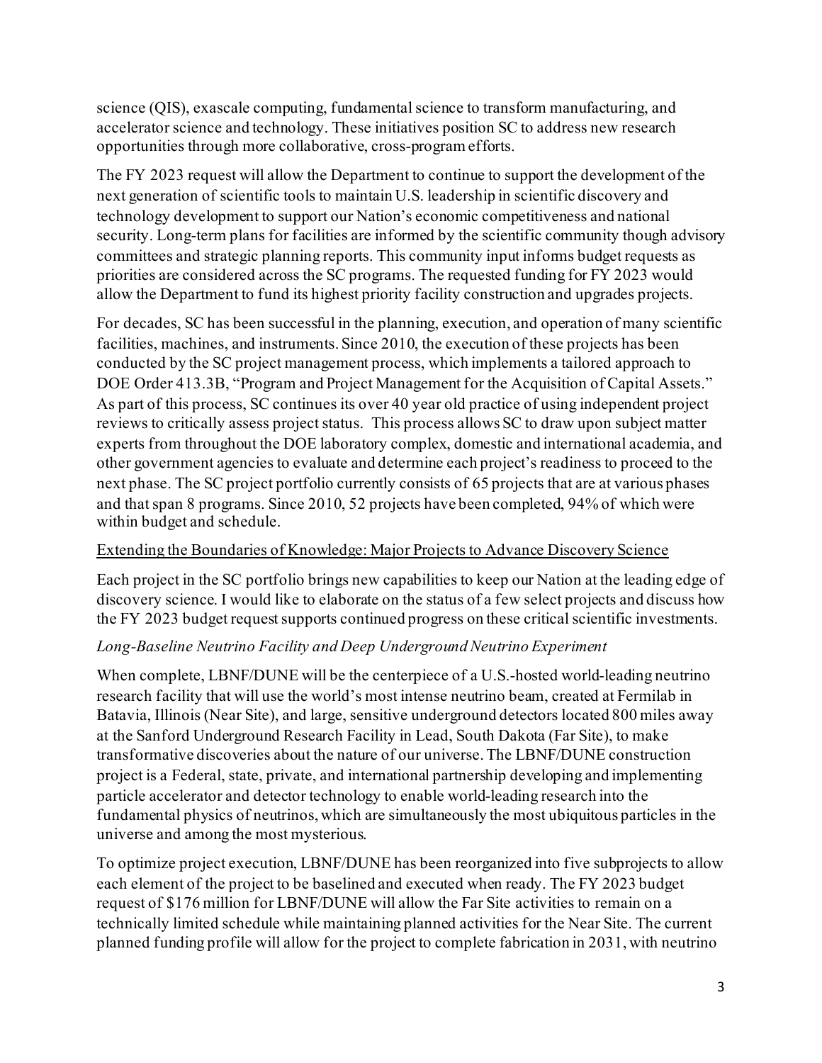science (QIS), exascale computing, fundamental science to transform manufacturing, and accelerator science and technology. These initiatives position SC to address new research opportunities through more collaborative, cross-program efforts.

The FY 2023 request will allow the Department to continue to support the development of the next generation of scientific tools to maintain U.S. leadership in scientific discovery and technology development to support our Nation's economic competitiveness and national security. Long-term plans for facilities are informed by the scientific community though advisory committees and strategic planning reports. This community input informs budget requests as priorities are considered across the SC programs. The requested funding for FY 2023 would allow the Department to fund its highest priority facility construction and upgrades projects.

For decades, SC has been successful in the planning, execution, and operation of many scientific facilities, machines, and instruments. Since 2010, the execution of these projects has been conducted by the SC project management process, which implements a tailored approach to DOE Order 413.3B, "Program and Project Management for the Acquisition of Capital Assets." As part of this process, SC continues its over 40 year old practice of using independent project reviews to critically assess project status. This process allows SC to draw upon subject matter experts from throughout the DOE laboratory complex, domestic and international academia, and other government agencies to evaluate and determine each project's readiness to proceed to the next phase. The SC project portfolio currently consists of 65 projects that are at various phases and that span 8 programs. Since 2010, 52 projects have been completed, 94% of which were within budget and schedule.

## Extending the Boundaries of Knowledge: Major Projects to Advance Discovery Science

Each project in the SC portfolio brings new capabilities to keep our Nation at the leading edge of discovery science. I would like to elaborate on the status of a few select projects and discuss how the FY 2023 budget request supports continued progress on these critical scientific investments.

### *Long-Baseline Neutrino Facility and Deep Underground Neutrino Experiment*

When complete, LBNF/DUNE will be the centerpiece of a U.S.-hosted world-leading neutrino research facility that will use the world's most intense neutrino beam, created at Fermilab in Batavia, Illinois (Near Site), and large, sensitive underground detectors located 800 miles away at the Sanford Underground Research Facility in Lead, South Dakota (Far Site), to make transformative discoveries about the nature of our universe. The LBNF/DUNE construction project is a Federal, state, private, and international partnership developing and implementing particle accelerator and detector technology to enable world-leading research into the fundamental physics of neutrinos, which are simultaneously the most ubiquitous particles in the universe and among the most mysterious.

To optimize project execution, LBNF/DUNE has been reorganized into five subprojects to allow each element of the project to be baselined and executed when ready. The FY 2023 budget request of $176 million for LBNF/DUNE will allow the Far Site activities to remain on a technically limited schedule while maintaining planned activities for the Near Site. The current planned funding profile will allow for the project to complete fabrication in 2031, with neutrino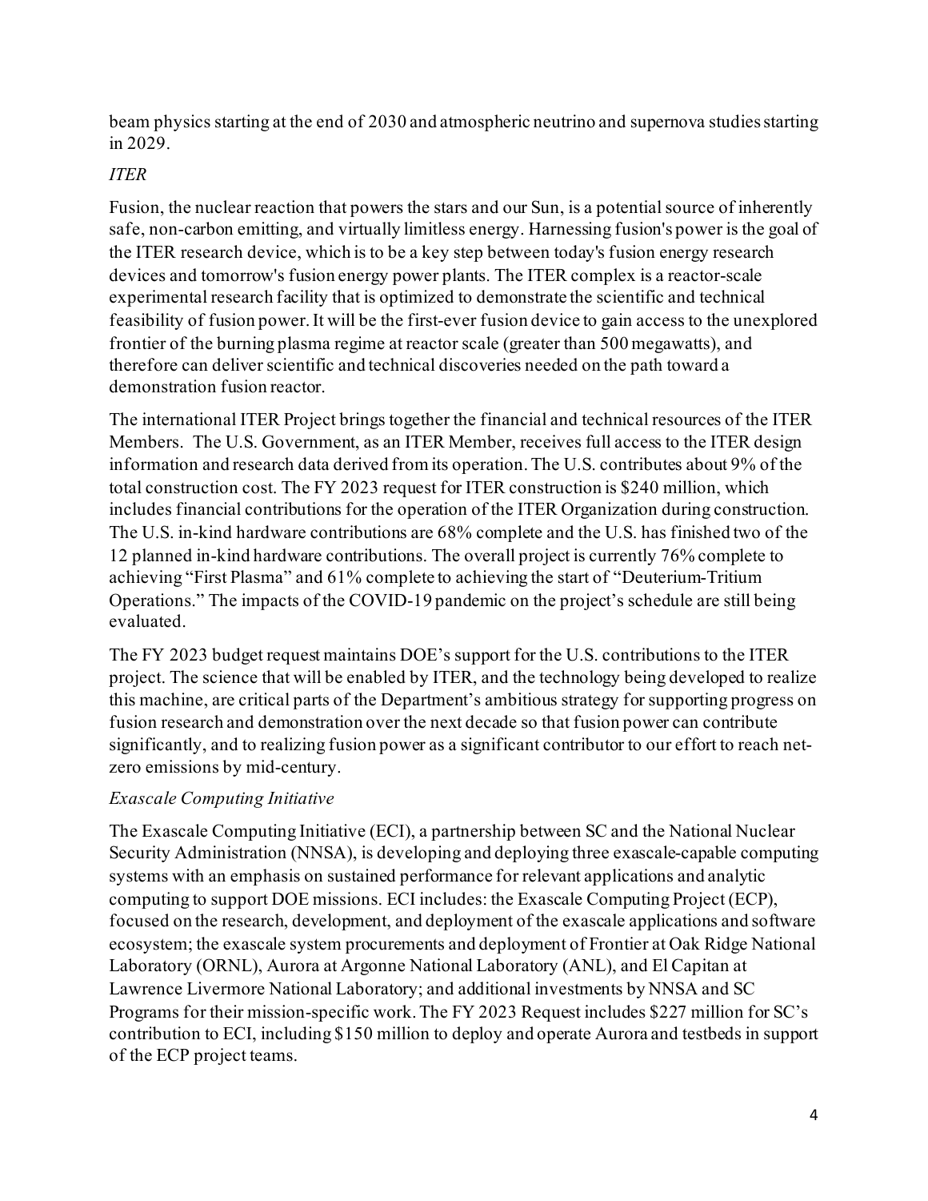beam physics starting at the end of 2030 and atmospheric neutrino and supernova studies starting in 2029.

*ITER*

Fusion, the nuclear reaction that powers the stars and our Sun, is a potential source of inherently safe, non-carbon emitting, and virtually limitless energy. Harnessing fusion's power is the goal of the ITER research device, which is to be a key step between today's fusion energy research devices and tomorrow's fusion energy power plants. The ITER complex is a reactor-scale experimental research facility that is optimized to demonstrate the scientific and technical feasibility of fusion power. It will be the first-ever fusion device to gain access to the unexplored frontier of the burning plasma regime at reactor scale (greater than 500 megawatts), and therefore can deliver scientific and technical discoveries needed on the path toward a demonstration fusion reactor.

The international ITER Project brings together the financial and technical resources of the ITER Members. The U.S. Government, as an ITER Member, receives full access to the ITER design information and research data derived from its operation. The U.S. contributes about 9% of the total construction cost. The FY 2023 request for ITER construction is $240 million, which includes financial contributions for the operation of the ITER Organization during construction. The U.S. in-kind hardware contributions are 68% complete and the U.S. has finished two of the 12 planned in-kind hardware contributions. The overall project is currently 76% complete to achieving "First Plasma" and 61% complete to achieving the start of "Deuterium-Tritium Operations." The impacts of the COVID-19 pandemic on the project's schedule are still being evaluated.

The FY 2023 budget request maintains DOE's support for the U.S. contributions to the ITER project. The science that will be enabled by ITER, and the technology being developed to realize this machine, are critical parts of the Department's ambitious strategy for supporting progress on fusion research and demonstration over the next decade so that fusion power can contribute significantly, and to realizing fusion power as a significant contributor to our effort to reach net-zero emissions by mid-century.

*Exascale Computing Initiative*

The Exascale Computing Initiative (ECI), a partnership between SC and the National Nuclear Security Administration (NNSA), is developing and deploying three exascale-capable computing systems with an emphasis on sustained performance for relevant applications and analytic computing to support DOE missions. ECI includes: the Exascale Computing Project (ECP), focused on the research, development, and deployment of the exascale applications and software ecosystem; the exascale system procurements and deployment of Frontier at Oak Ridge National Laboratory (ORNL), Aurora at Argonne National Laboratory (ANL), and El Capitan at Lawrence Livermore National Laboratory; and additional investments by NNSA and SC Programs for their mission-specific work. The FY 2023 Request includes $227 million for SC's contribution to ECI, including $150 million to deploy and operate Aurora and testbeds in support of the ECP project teams.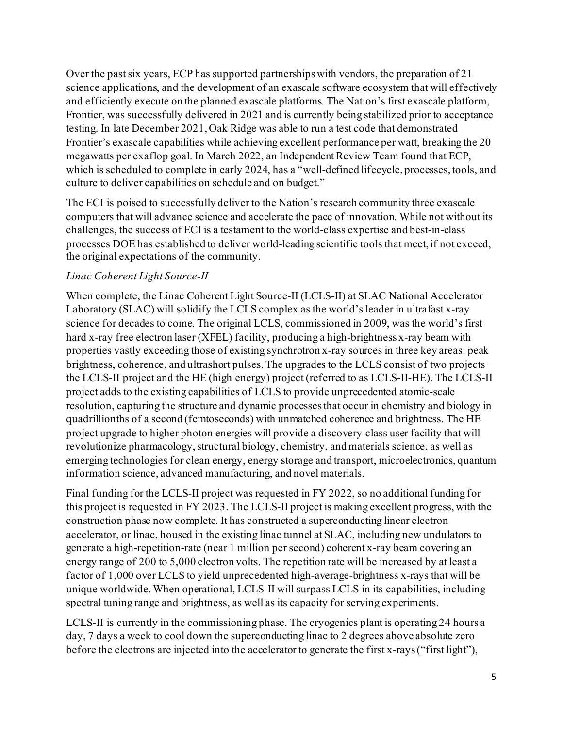Over the past six years, ECP has supported partnerships with vendors, the preparation of 21 science applications, and the development of an exascale software ecosystem that will effectively and efficiently execute on the planned exascale platforms. The Nation's first exascale platform, Frontier, was successfully delivered in 2021 and is currently being stabilized prior to acceptance testing. In late December 2021, Oak Ridge was able to run a test code that demonstrated Frontier's exascale capabilities while achieving excellent performance per watt, breaking the 20 megawatts per exaflop goal. In March 2022, an Independent Review Team found that ECP, which is scheduled to complete in early 2024, has a "well-defined lifecycle, processes, tools, and culture to deliver capabilities on schedule and on budget."

The ECI is poised to successfully deliver to the Nation's research community three exascale computers that will advance science and accelerate the pace of innovation. While not without its challenges, the success of ECI is a testament to the world-class expertise and best-in-class processes DOE has established to deliver world-leading scientific tools that meet, if not exceed, the original expectations of the community.

*Linac Coherent Light Source-II*

When complete, the Linac Coherent Light Source-II (LCLS-II) at SLAC National Accelerator Laboratory (SLAC) will solidify the LCLS complex as the world's leader in ultrafast x-ray science for decades to come. The original LCLS, commissioned in 2009, was the world's first hard x-ray free electron laser (XFEL) facility, producing a high-brightness x-ray beam with properties vastly exceeding those of existing synchrotron x-ray sources in three key areas: peak brightness, coherence, and ultrashort pulses. The upgrades to the LCLS consist of two projects – the LCLS-II project and the HE (high energy) project (referred to as LCLS-II-HE). The LCLS-II project adds to the existing capabilities of LCLS to provide unprecedented atomic-scale resolution, capturing the structure and dynamic processes that occur in chemistry and biology in quadrillionths of a second (femtoseconds) with unmatched coherence and brightness. The HE project upgrade to higher photon energies will provide a discovery-class user facility that will revolutionize pharmacology, structural biology, chemistry, and materials science, as well as emerging technologies for clean energy, energy storage and transport, microelectronics, quantum information science, advanced manufacturing, and novel materials.

Final funding for the LCLS-II project was requested in FY 2022, so no additional funding for this project is requested in FY 2023. The LCLS-II project is making excellent progress, with the construction phase now complete. It has constructed a superconducting linear electron accelerator, or linac, housed in the existing linac tunnel at SLAC, including new undulators to generate a high-repetition-rate (near 1 million per second) coherent x-ray beam covering an energy range of 200 to 5,000 electron volts. The repetition rate will be increased by at least a factor of 1,000 over LCLS to yield unprecedented high-average-brightness x-rays that will be unique worldwide. When operational, LCLS-II will surpass LCLS in its capabilities, including spectral tuning range and brightness, as well as its capacity for serving experiments.

LCLS-II is currently in the commissioning phase. The cryogenics plant is operating 24 hours a day, 7 days a week to cool down the superconducting linac to 2 degrees above absolute zero before the electrons are injected into the accelerator to generate the first x-rays ("first light"),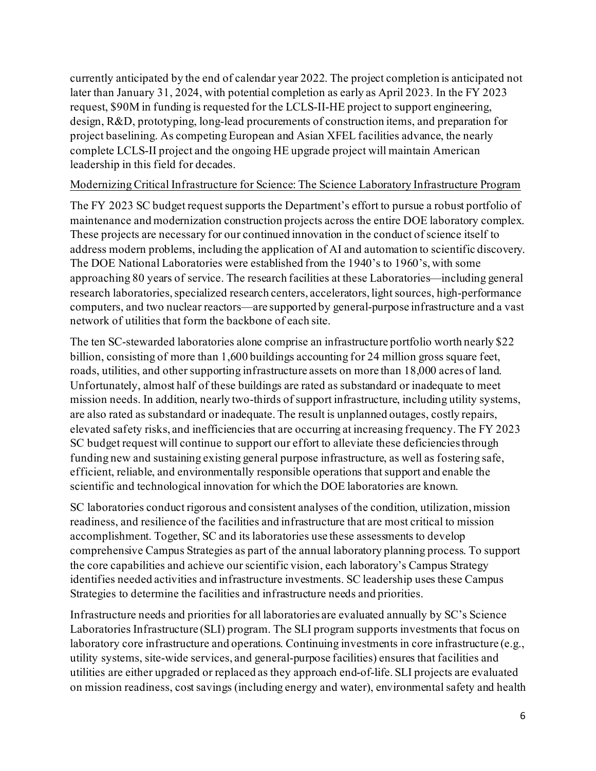currently anticipated by the end of calendar year 2022. The project completion is anticipated not later than January 31, 2024, with potential completion as early as April 2023. In the FY 2023 request, $90M in funding is requested for the LCLS-II-HE project to support engineering, design, R&D, prototyping, long-lead procurements of construction items, and preparation for project baselining. As competing European and Asian XFEL facilities advance, the nearly complete LCLS-II project and the ongoing HE upgrade project will maintain American leadership in this field for decades.

<u>Modernizing Critical Infrastructure for Science: The Science Laboratory Infrastructure Program</u>

The FY 2023 SC budget request supports the Department's effort to pursue a robust portfolio of maintenance and modernization construction projects across the entire DOE laboratory complex. These projects are necessary for our continued innovation in the conduct of science itself to address modern problems, including the application of AI and automation to scientific discovery. The DOE National Laboratories were established from the 1940's to 1960's, with some approaching 80 years of service. The research facilities at these Laboratories—including general research laboratories, specialized research centers, accelerators, light sources, high-performance computers, and two nuclear reactors—are supported by general-purpose infrastructure and a vast network of utilities that form the backbone of each site.

The ten SC-stewarded laboratories alone comprise an infrastructure portfolio worth nearly $22 billion, consisting of more than 1,600 buildings accounting for 24 million gross square feet, roads, utilities, and other supporting infrastructure assets on more than 18,000 acres of land. Unfortunately, almost half of these buildings are rated as substandard or inadequate to meet mission needs. In addition, nearly two-thirds of support infrastructure, including utility systems, are also rated as substandard or inadequate. The result is unplanned outages, costly repairs, elevated safety risks, and inefficiencies that are occurring at increasing frequency. The FY 2023 SC budget request will continue to support our effort to alleviate these deficiencies through funding new and sustaining existing general purpose infrastructure, as well as fostering safe, efficient, reliable, and environmentally responsible operations that support and enable the scientific and technological innovation for which the DOE laboratories are known.

SC laboratories conduct rigorous and consistent analyses of the condition, utilization, mission readiness, and resilience of the facilities and infrastructure that are most critical to mission accomplishment. Together, SC and its laboratories use these assessments to develop comprehensive Campus Strategies as part of the annual laboratory planning process. To support the core capabilities and achieve our scientific vision, each laboratory's Campus Strategy identifies needed activities and infrastructure investments. SC leadership uses these Campus Strategies to determine the facilities and infrastructure needs and priorities.

Infrastructure needs and priorities for all laboratories are evaluated annually by SC's Science Laboratories Infrastructure (SLI) program. The SLI program supports investments that focus on laboratory core infrastructure and operations. Continuing investments in core infrastructure (e.g., utility systems, site-wide services, and general-purpose facilities) ensures that facilities and utilities are either upgraded or replaced as they approach end-of-life. SLI projects are evaluated on mission readiness, cost savings (including energy and water), environmental safety and health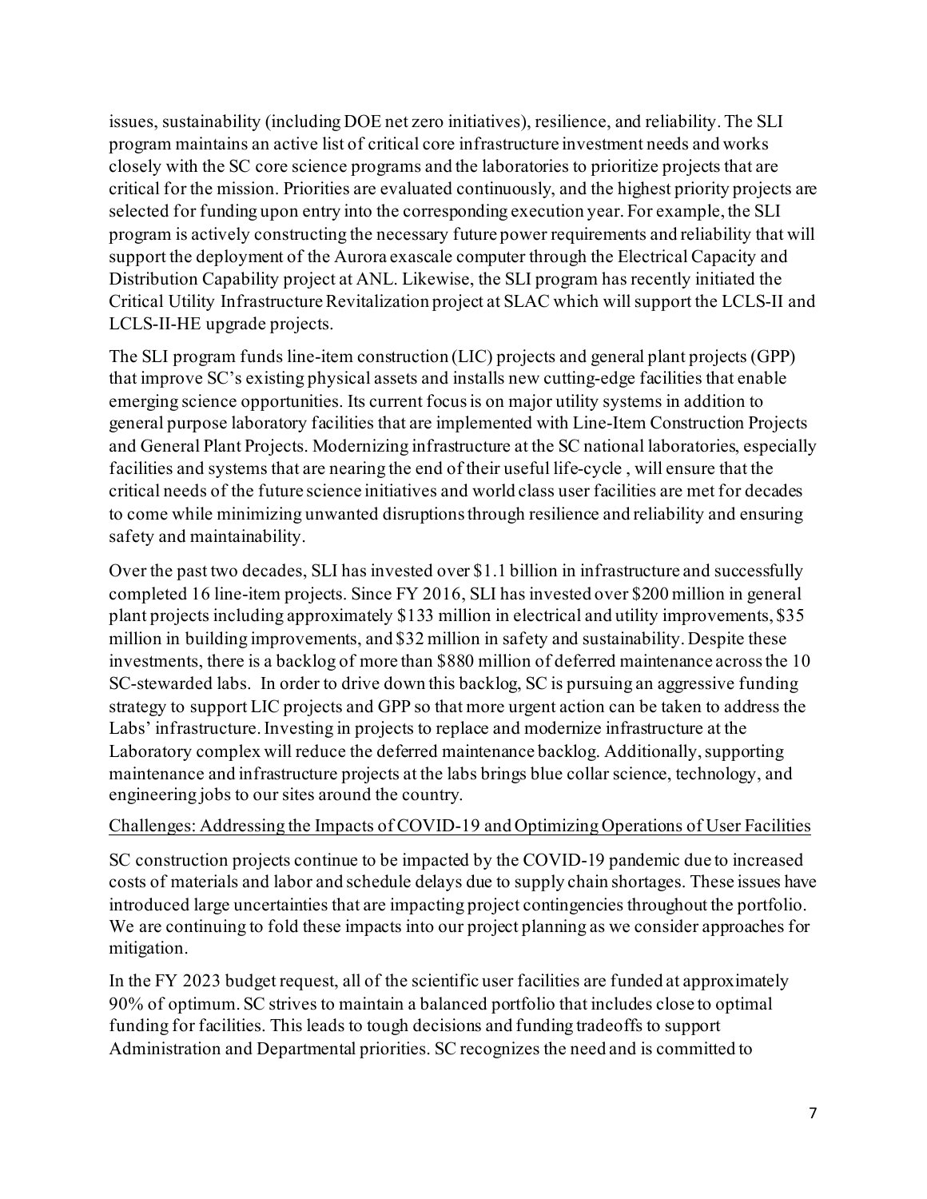issues, sustainability (including DOE net zero initiatives), resilience, and reliability. The SLI program maintains an active list of critical core infrastructure investment needs and works closely with the SC core science programs and the laboratories to prioritize projects that are critical for the mission. Priorities are evaluated continuously, and the highest priority projects are selected for funding upon entry into the corresponding execution year. For example, the SLI program is actively constructing the necessary future power requirements and reliability that will support the deployment of the Aurora exascale computer through the Electrical Capacity and Distribution Capability project at ANL. Likewise, the SLI program has recently initiated the Critical Utility Infrastructure Revitalization project at SLAC which will support the LCLS-II and LCLS-II-HE upgrade projects.

The SLI program funds line-item construction (LIC) projects and general plant projects (GPP) that improve SC's existing physical assets and installs new cutting-edge facilities that enable emerging science opportunities. Its current focus is on major utility systems in addition to general purpose laboratory facilities that are implemented with Line-Item Construction Projects and General Plant Projects. Modernizing infrastructure at the SC national laboratories, especially facilities and systems that are nearing the end of their useful life-cycle , will ensure that the critical needs of the future science initiatives and world class user facilities are met for decades to come while minimizing unwanted disruptions through resilience and reliability and ensuring safety and maintainability.

Over the past two decades, SLI has invested over $1.1 billion in infrastructure and successfully completed 16 line-item projects. Since FY 2016, SLI has invested over $200 million in general plant projects including approximately $133 million in electrical and utility improvements, $35 million in building improvements, and $32 million in safety and sustainability. Despite these investments, there is a backlog of more than $880 million of deferred maintenance across the 10 SC-stewarded labs. In order to drive down this backlog, SC is pursuing an aggressive funding strategy to support LIC projects and GPP so that more urgent action can be taken to address the Labs' infrastructure. Investing in projects to replace and modernize infrastructure at the Laboratory complex will reduce the deferred maintenance backlog. Additionally, supporting maintenance and infrastructure projects at the labs brings blue collar science, technology, and engineering jobs to our sites around the country.

Challenges: Addressing the Impacts of COVID-19 and Optimizing Operations of User Facilities

SC construction projects continue to be impacted by the COVID-19 pandemic due to increased costs of materials and labor and schedule delays due to supply chain shortages. These issues have introduced large uncertainties that are impacting project contingencies throughout the portfolio. We are continuing to fold these impacts into our project planning as we consider approaches for mitigation.

In the FY 2023 budget request, all of the scientific user facilities are funded at approximately 90% of optimum. SC strives to maintain a balanced portfolio that includes close to optimal funding for facilities. This leads to tough decisions and funding tradeoffs to support Administration and Departmental priorities. SC recognizes the need and is committed to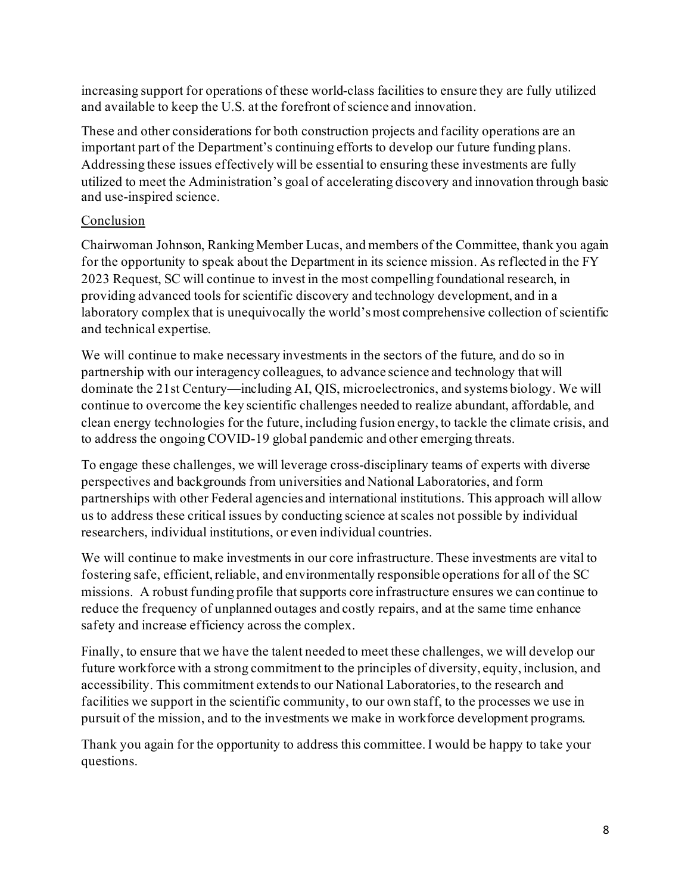increasing support for operations of these world-class facilities to ensure they are fully utilized and available to keep the U.S. at the forefront of science and innovation.

These and other considerations for both construction projects and facility operations are an important part of the Department's continuing efforts to develop our future funding plans. Addressing these issues effectively will be essential to ensuring these investments are fully utilized to meet the Administration's goal of accelerating discovery and innovation through basic and use-inspired science.

## Conclusion

Chairwoman Johnson, Ranking Member Lucas, and members of the Committee, thank you again for the opportunity to speak about the Department in its science mission. As reflected in the FY 2023 Request, SC will continue to invest in the most compelling foundational research, in providing advanced tools for scientific discovery and technology development, and in a laboratory complex that is unequivocally the world's most comprehensive collection of scientific and technical expertise.

We will continue to make necessary investments in the sectors of the future, and do so in partnership with our interagency colleagues, to advance science and technology that will dominate the 21st Century—including AI, QIS, microelectronics, and systems biology. We will continue to overcome the key scientific challenges needed to realize abundant, affordable, and clean energy technologies for the future, including fusion energy, to tackle the climate crisis, and to address the ongoing COVID-19 global pandemic and other emerging threats.

To engage these challenges, we will leverage cross-disciplinary teams of experts with diverse perspectives and backgrounds from universities and National Laboratories, and form partnerships with other Federal agencies and international institutions. This approach will allow us to address these critical issues by conducting science at scales not possible by individual researchers, individual institutions, or even individual countries.

We will continue to make investments in our core infrastructure. These investments are vital to fostering safe, efficient, reliable, and environmentally responsible operations for all of the SC missions. A robust funding profile that supports core infrastructure ensures we can continue to reduce the frequency of unplanned outages and costly repairs, and at the same time enhance safety and increase efficiency across the complex.

Finally, to ensure that we have the talent needed to meet these challenges, we will develop our future workforce with a strong commitment to the principles of diversity, equity, inclusion, and accessibility. This commitment extends to our National Laboratories, to the research and facilities we support in the scientific community, to our own staff, to the processes we use in pursuit of the mission, and to the investments we make in workforce development programs.

Thank you again for the opportunity to address this committee. I would be happy to take your questions.